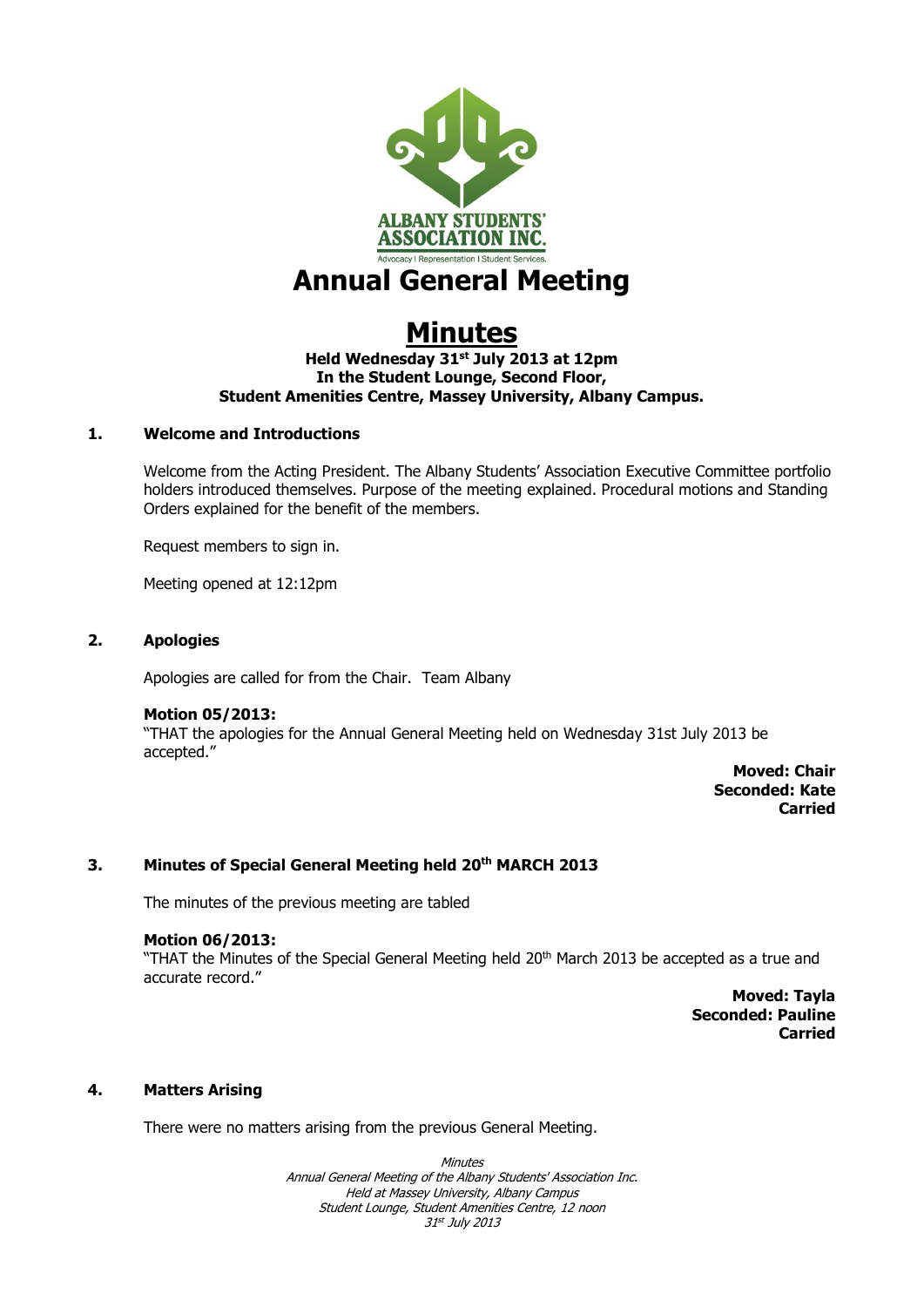ALBANY STUDENTS' ASSOCIATION INC.

Advocacy | Representation | Student Services.

# Annual General Meeting

## Minutes

**Held Wednesday 31st July 2013 at 12pm**
**In the Student Lounge, Second Floor,**
**Student Amenities Centre, Massey University, Albany Campus.**

### 1. Welcome and Introductions

Welcome from the Acting President. The Albany Students' Association Executive Committee portfolio holders introduced themselves. Purpose of the meeting explained. Procedural motions and Standing Orders explained for the benefit of the members.

Request members to sign in.

Meeting opened at 12:12pm

### 2. Apologies

Apologies are called for from the Chair. Team Albany

**Motion 05/2013:**
"THAT the apologies for the Annual General Meeting held on Wednesday 31st July 2013 be accepted."

**Moved: Chair**
**Seconded: Kate**
**Carried**

### 3. Minutes of Special General Meeting held 20th MARCH 2013

The minutes of the previous meeting are tabled

**Motion 06/2013:**
"THAT the Minutes of the Special General Meeting held 20th March 2013 be accepted as a true and accurate record."

**Moved: Tayla**
**Seconded: Pauline**
**Carried**

### 4. Matters Arising

There were no matters arising from the previous General Meeting.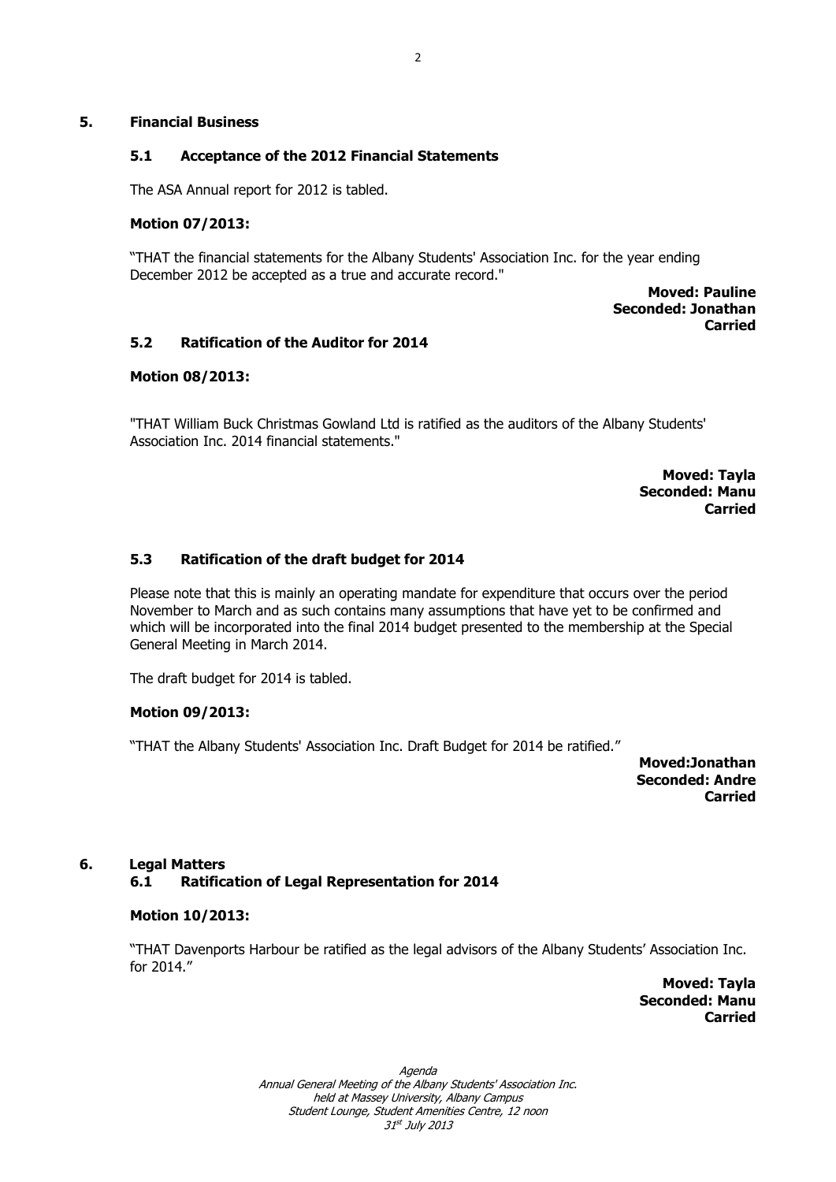## 5. Financial Business

### 5.1 Acceptance of the 2012 Financial Statements

The ASA Annual report for 2012 is tabled.

**Motion 07/2013:**

"THAT the financial statements for the Albany Students' Association Inc. for the year ending December 2012 be accepted as a true and accurate record."

**Moved: Pauline**
**Seconded: Jonathan**
**Carried**

### 5.2 Ratification of the Auditor for 2014

**Motion 08/2013:**

"THAT William Buck Christmas Gowland Ltd is ratified as the auditors of the Albany Students' Association Inc. 2014 financial statements."

**Moved: Tayla**
**Seconded: Manu**
**Carried**

### 5.3 Ratification of the draft budget for 2014

Please note that this is mainly an operating mandate for expenditure that occurs over the period November to March and as such contains many assumptions that have yet to be confirmed and which will be incorporated into the final 2014 budget presented to the membership at the Special General Meeting in March 2014.

The draft budget for 2014 is tabled.

**Motion 09/2013:**

"THAT the Albany Students' Association Inc. Draft Budget for 2014 be ratified."

**Moved:Jonathan**
**Seconded: Andre**
**Carried**

## 6. Legal Matters

### 6.1 Ratification of Legal Representation for 2014

**Motion 10/2013:**

"THAT Davenports Harbour be ratified as the legal advisors of the Albany Students' Association Inc. for 2014."

**Moved: Tayla**
**Seconded: Manu**
**Carried**

*Agenda*
*Annual General Meeting of the Albany Students' Association Inc.*
*held at Massey University, Albany Campus*
*Student Lounge, Student Amenities Centre, 12 noon*
*31st July 2013*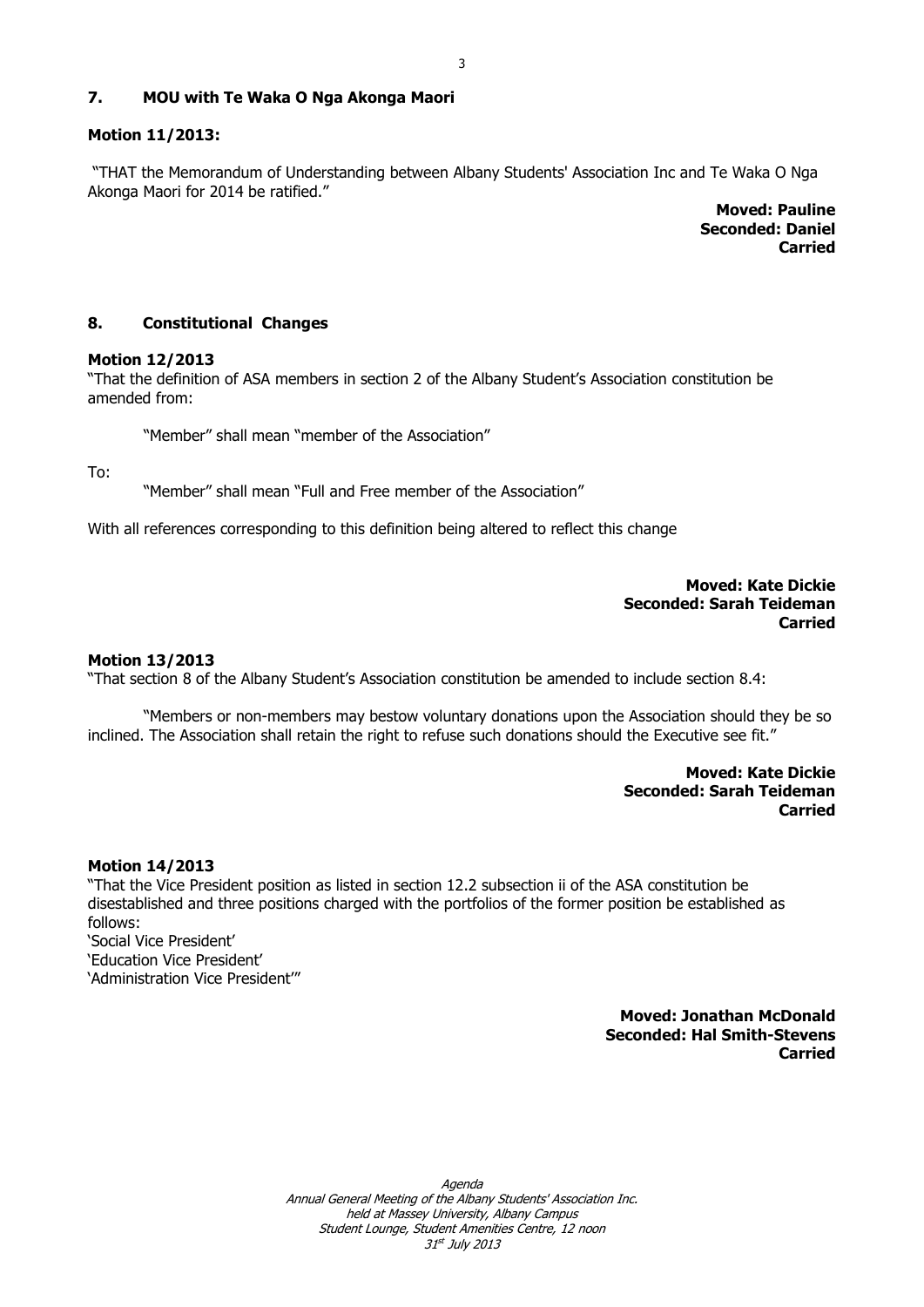## 7. MOU with Te Waka O Nga Akonga Maori

**Motion 11/2013:**

"THAT the Memorandum of Understanding between Albany Students' Association Inc and Te Waka O Nga Akonga Maori for 2014 be ratified."

**Moved: Pauline**
**Seconded: Daniel**
**Carried**

## 8. Constitutional Changes

**Motion 12/2013**

"That the definition of ASA members in section 2 of the Albany Student's Association constitution be amended from:

"Member" shall mean "member of the Association"

To:

"Member" shall mean "Full and Free member of the Association"

With all references corresponding to this definition being altered to reflect this change

**Moved: Kate Dickie**
**Seconded: Sarah Teideman**
**Carried**

**Motion 13/2013**

"That section 8 of the Albany Student's Association constitution be amended to include section 8.4:

"Members or non-members may bestow voluntary donations upon the Association should they be so inclined. The Association shall retain the right to refuse such donations should the Executive see fit."

**Moved: Kate Dickie**
**Seconded: Sarah Teideman**
**Carried**

**Motion 14/2013**

"That the Vice President position as listed in section 12.2 subsection ii of the ASA constitution be disestablished and three positions charged with the portfolios of the former position be established as follows:
'Social Vice President'
'Education Vice President'
'Administration Vice President'"

**Moved: Jonathan McDonald**
**Seconded: Hal Smith-Stevens**
**Carried**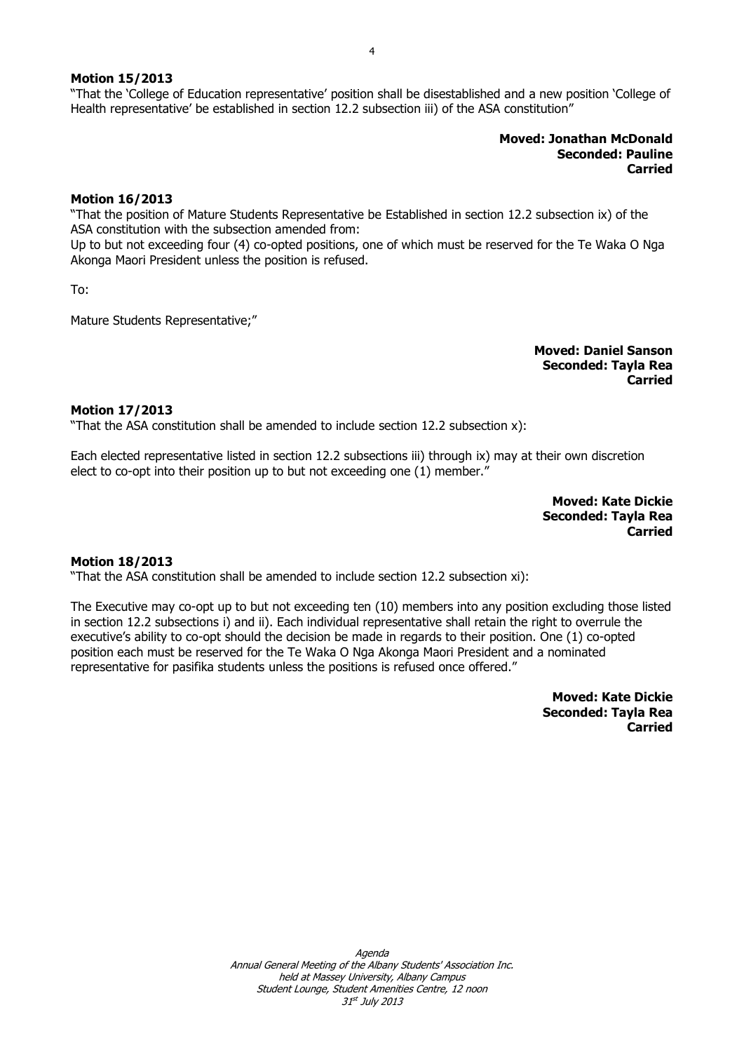**Motion 15/2013**

"That the 'College of Education representative' position shall be disestablished and a new position 'College of Health representative' be established in section 12.2 subsection iii) of the ASA constitution"

**Moved: Jonathan McDonald**
**Seconded: Pauline**
**Carried**

**Motion 16/2013**

"That the position of Mature Students Representative be Established in section 12.2 subsection ix) of the ASA constitution with the subsection amended from:

Up to but not exceeding four (4) co-opted positions, one of which must be reserved for the Te Waka O Nga Akonga Maori President unless the position is refused.

To:

Mature Students Representative;"

**Moved: Daniel Sanson**
**Seconded: Tayla Rea**
**Carried**

**Motion 17/2013**

"That the ASA constitution shall be amended to include section 12.2 subsection x):

Each elected representative listed in section 12.2 subsections iii) through ix) may at their own discretion elect to co-opt into their position up to but not exceeding one (1) member."

**Moved: Kate Dickie**
**Seconded: Tayla Rea**
**Carried**

**Motion 18/2013**

"That the ASA constitution shall be amended to include section 12.2 subsection xi):

The Executive may co-opt up to but not exceeding ten (10) members into any position excluding those listed in section 12.2 subsections i) and ii). Each individual representative shall retain the right to overrule the executive's ability to co-opt should the decision be made in regards to their position. One (1) co-opted position each must be reserved for the Te Waka O Nga Akonga Maori President and a nominated representative for pasifika students unless the positions is refused once offered."

**Moved: Kate Dickie**
**Seconded: Tayla Rea**
**Carried**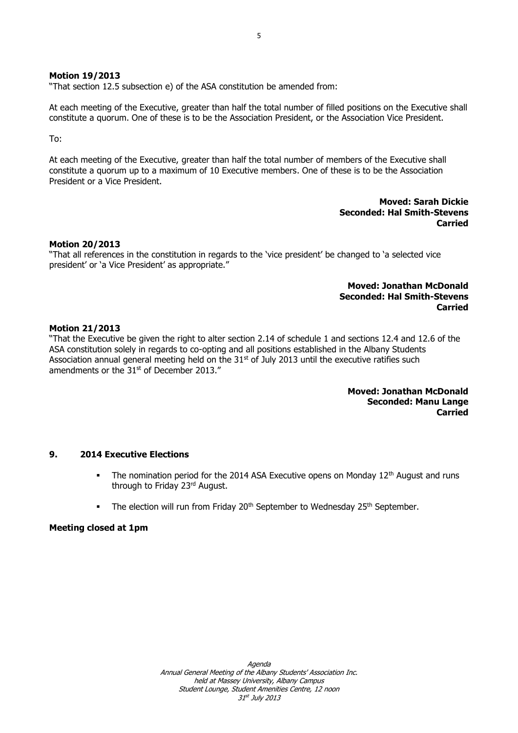**Motion 19/2013**

"That section 12.5 subsection e) of the ASA constitution be amended from:

At each meeting of the Executive, greater than half the total number of filled positions on the Executive shall constitute a quorum. One of these is to be the Association President, or the Association Vice President.

To:

At each meeting of the Executive, greater than half the total number of members of the Executive shall constitute a quorum up to a maximum of 10 Executive members. One of these is to be the Association President or a Vice President.

**Moved: Sarah Dickie**
**Seconded: Hal Smith-Stevens**
**Carried**

**Motion 20/2013**

"That all references in the constitution in regards to the 'vice president' be changed to 'a selected vice president' or 'a Vice President' as appropriate."

**Moved: Jonathan McDonald**
**Seconded: Hal Smith-Stevens**
**Carried**

**Motion 21/2013**

"That the Executive be given the right to alter section 2.14 of schedule 1 and sections 12.4 and 12.6 of the ASA constitution solely in regards to co-opting and all positions established in the Albany Students Association annual general meeting held on the 31st of July 2013 until the executive ratifies such amendments or the 31st of December 2013."

**Moved: Jonathan McDonald**
**Seconded: Manu Lange**
**Carried**

## 9. 2014 Executive Elections

- The nomination period for the 2014 ASA Executive opens on Monday 12th August and runs through to Friday 23rd August.
- The election will run from Friday 20th September to Wednesday 25th September.

**Meeting closed at 1pm**